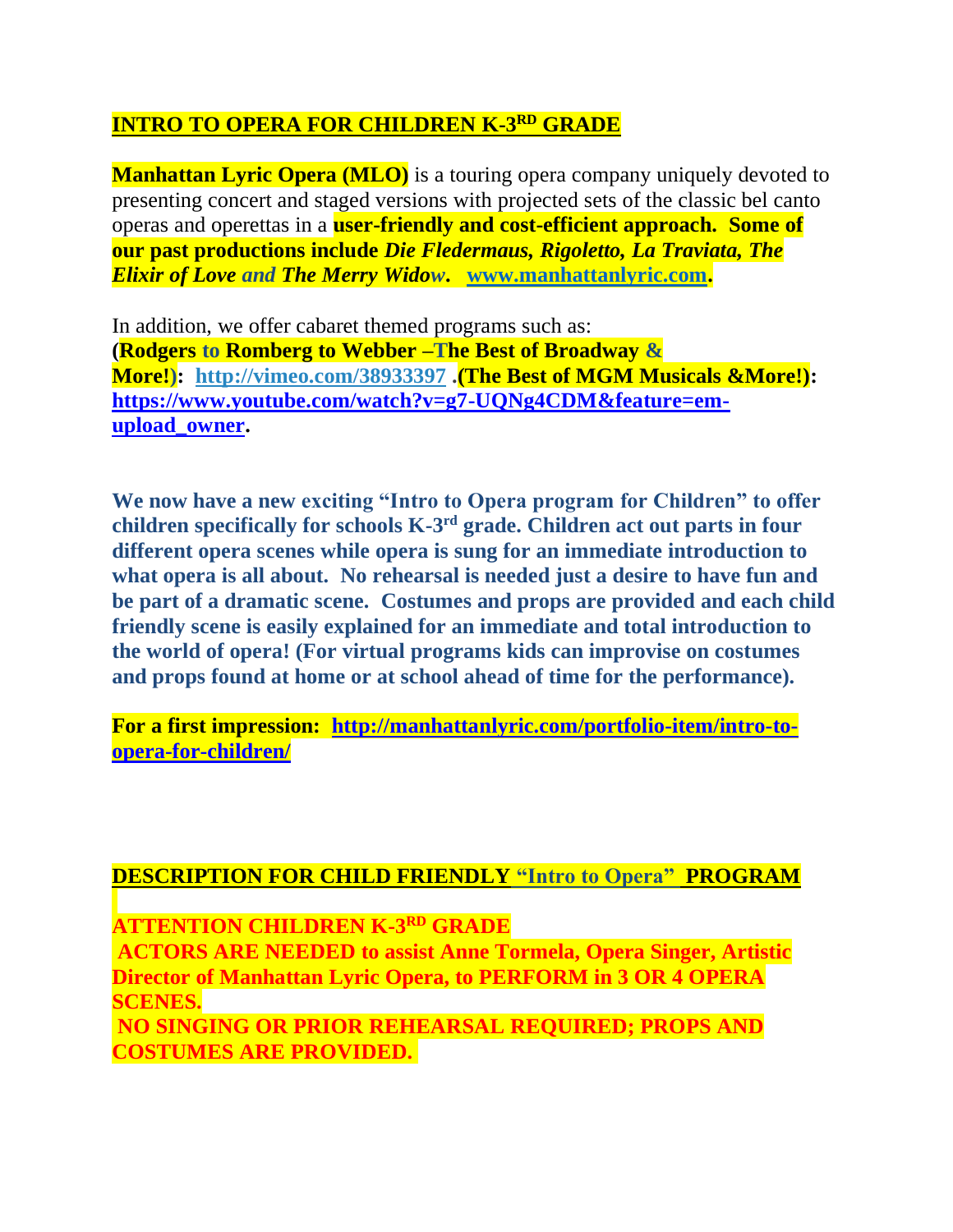## INTRO TO OPERA FOR CHILDREN K-3RD GRADE

**Manhattan Lyric Opera (MLO)** is a touring opera company uniquely devoted to presenting concert and staged versions with projected sets of the classic bel canto operas and operettas in a **user-friendly and cost-efficient approach. Some of our past productions include *Die Fledermaus, Rigoletto, La Traviata, The Elixir of Love* and *The Merry Widow*. [www.manhattanlyric.com](www.manhattanlyric.com).**

In addition, we offer cabaret themed programs such as:
**(Rodgers to Romberg to Webber –The Best of Broadway & More!): [http://vimeo.com/38933397](http://vimeo.com/38933397) .(The Best of MGM Musicals &More!): [https://www.youtube.com/watch?v=g7-UQNg4CDM&feature=em-upload_owner](https://www.youtube.com/watch?v=g7-UQNg4CDM&feature=em-upload_owner).**

**We now have a new exciting "Intro to Opera program for Children" to offer children specifically for schools K-3rd grade. Children act out parts in four different opera scenes while opera is sung for an immediate introduction to what opera is all about. No rehearsal is needed just a desire to have fun and be part of a dramatic scene. Costumes and props are provided and each child friendly scene is easily explained for an immediate and total introduction to the world of opera! (For virtual programs kids can improvise on costumes and props found at home or at school ahead of time for the performance).**

**For a first impression: [http://manhattanlyric.com/portfolio-item/intro-to-opera-for-children/](http://manhattanlyric.com/portfolio-item/intro-to-opera-for-children/)**

## DESCRIPTION FOR CHILD FRIENDLY "Intro to Opera" PROGRAM

**ATTENTION CHILDREN K-3RD GRADE**
**ACTORS ARE NEEDED to assist Anne Tormela, Opera Singer, Artistic Director of Manhattan Lyric Opera, to PERFORM in 3 OR 4 OPERA SCENES.**
**NO SINGING OR PRIOR REHEARSAL REQUIRED; PROPS AND COSTUMES ARE PROVIDED.**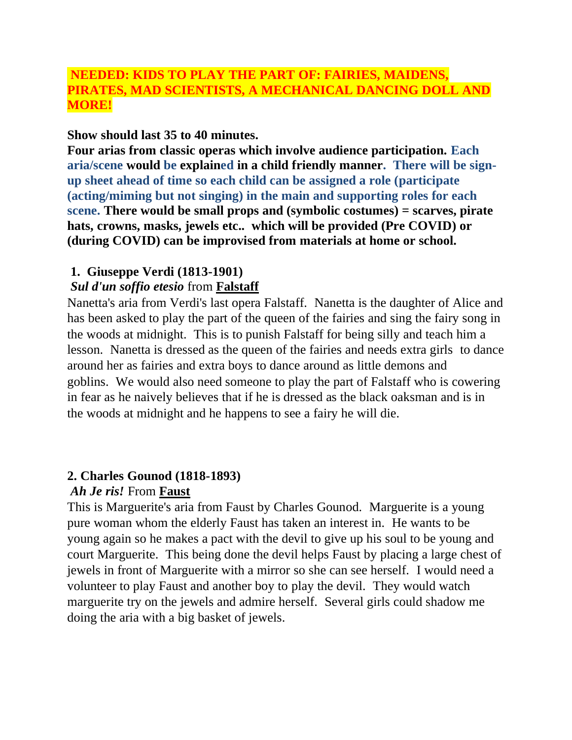**NEEDED: KIDS TO PLAY THE PART OF: FAIRIES, MAIDENS, PIRATES, MAD SCIENTISTS, A MECHANICAL DANCING DOLL AND MORE!**

**Show should last 35 to 40 minutes.**

**Four arias from classic operas which involve audience participation. Each aria/scene would be explained in a child friendly manner. There will be sign-up sheet ahead of time so each child can be assigned a role (participate (acting/miming but not singing) in the main and supporting roles for each scene. There would be small props and (symbolic costumes) = scarves, pirate hats, crowns, masks, jewels etc.. which will be provided (Pre COVID) or (during COVID) can be improvised from materials at home or school.**

1. **Giuseppe Verdi (1813-1901)**

***Sul d'un soffio etesio*** from **Falstaff**

Nanetta's aria from Verdi's last opera Falstaff. Nanetta is the daughter of Alice and has been asked to play the part of the queen of the fairies and sing the fairy song in the woods at midnight. This is to punish Falstaff for being silly and teach him a lesson. Nanetta is dressed as the queen of the fairies and needs extra girls to dance around her as fairies and extra boys to dance around as little demons and goblins. We would also need someone to play the part of Falstaff who is cowering in fear as he naively believes that if he is dressed as the black oaksman and is in the woods at midnight and he happens to see a fairy he will die.

**2. Charles Gounod (1818-1893)**

***Ah Je ris!*** From **Faust**

This is Marguerite's aria from Faust by Charles Gounod. Marguerite is a young pure woman whom the elderly Faust has taken an interest in. He wants to be young again so he makes a pact with the devil to give up his soul to be young and court Marguerite. This being done the devil helps Faust by placing a large chest of jewels in front of Marguerite with a mirror so she can see herself. I would need a volunteer to play Faust and another boy to play the devil. They would watch marguerite try on the jewels and admire herself. Several girls could shadow me doing the aria with a big basket of jewels.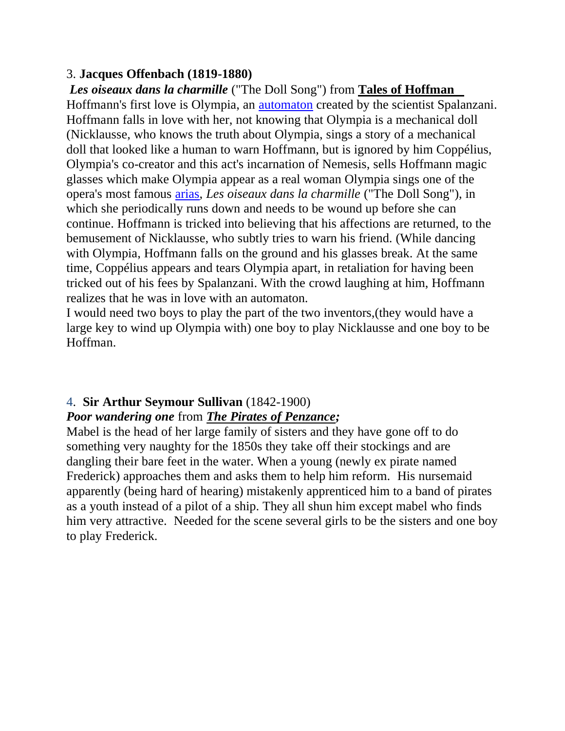3. **Jacques Offenbach (1819-1880)**

***Les oiseaux dans la charmille*** ("The Doll Song") from **Tales of Hoffman**

Hoffmann's first love is Olympia, an automaton created by the scientist Spalanzani. Hoffmann falls in love with her, not knowing that Olympia is a mechanical doll (Nicklausse, who knows the truth about Olympia, sings a story of a mechanical doll that looked like a human to warn Hoffmann, but is ignored by him Coppélius, Olympia's co-creator and this act's incarnation of Nemesis, sells Hoffmann magic glasses which make Olympia appear as a real woman Olympia sings one of the opera's most famous arias, *Les oiseaux dans la charmille* ("The Doll Song"), in which she periodically runs down and needs to be wound up before she can continue. Hoffmann is tricked into believing that his affections are returned, to the bemusement of Nicklausse, who subtly tries to warn his friend. (While dancing with Olympia, Hoffmann falls on the ground and his glasses break. At the same time, Coppélius appears and tears Olympia apart, in retaliation for having been tricked out of his fees by Spalanzani. With the crowd laughing at him, Hoffmann realizes that he was in love with an automaton.

I would need two boys to play the part of the two inventors,(they would have a large key to wind up Olympia with) one boy to play Nicklausse and one boy to be Hoffman.

4. **Sir Arthur Seymour Sullivan** (1842-1900)

***Poor wandering one*** from ***The Pirates of Penzance;***

Mabel is the head of her large family of sisters and they have gone off to do something very naughty for the 1850s they take off their stockings and are dangling their bare feet in the water. When a young (newly ex pirate named Frederick) approaches them and asks them to help him reform. His nursemaid apparently (being hard of hearing) mistakenly apprenticed him to a band of pirates as a youth instead of a pilot of a ship. They all shun him except mabel who finds him very attractive. Needed for the scene several girls to be the sisters and one boy to play Frederick.